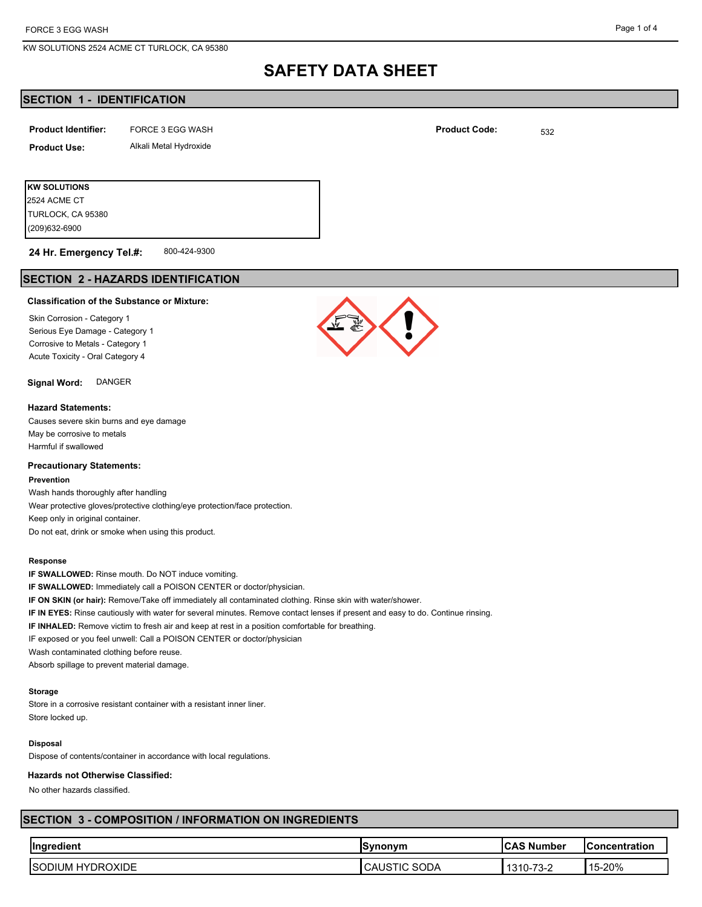# SAFETY DATA SHEET

## SECTION 1 - IDENTIFICATION

**Product Identifier:** FORCE 3 EGG WASH

**Product Code:** 532

**Product Use:** Alkali Metal Hydroxide

**KW SOLUTIONS**
2524 ACME CT
TURLOCK, CA 95380
(209)632-6900

**24 Hr. Emergency Tel.#:** 800-424-9300

## SECTION 2 - HAZARDS IDENTIFICATION

**Classification of the Substance or Mixture:**

Skin Corrosion - Category 1
Serious Eye Damage - Category 1
Corrosive to Metals - Category 1
Acute Toxicity - Oral Category 4

**Signal Word:** DANGER

**Hazard Statements:**

Causes severe skin burns and eye damage
May be corrosive to metals
Harmful if swallowed

**Precautionary Statements:**

**Prevention**

Wash hands thoroughly after handling
Wear protective gloves/protective clothing/eye protection/face protection.
Keep only in original container.
Do not eat, drink or smoke when using this product.

**Response**

**IF SWALLOWED:** Rinse mouth. Do NOT induce vomiting.
**IF SWALLOWED:** Immediately call a POISON CENTER or doctor/physician.
**IF ON SKIN (or hair):** Remove/Take off immediately all contaminated clothing. Rinse skin with water/shower.
**IF IN EYES:** Rinse cautiously with water for several minutes. Remove contact lenses if present and easy to do. Continue rinsing.
**IF INHALED:** Remove victim to fresh air and keep at rest in a position comfortable for breathing.
IF exposed or you feel unwell: Call a POISON CENTER or doctor/physician
Wash contaminated clothing before reuse.
Absorb spillage to prevent material damage.

**Storage**

Store in a corrosive resistant container with a resistant inner liner.
Store locked up.

**Disposal**

Dispose of contents/container in accordance with local regulations.

**Hazards not Otherwise Classified:**

No other hazards classified.

## SECTION 3 - COMPOSITION / INFORMATION ON INGREDIENTS

| Ingredient | Synonym | CAS Number | Concentration |
|---|---|---|---|
| SODIUM HYDROXIDE | CAUSTIC SODA | 1310-73-2 | 15-20% |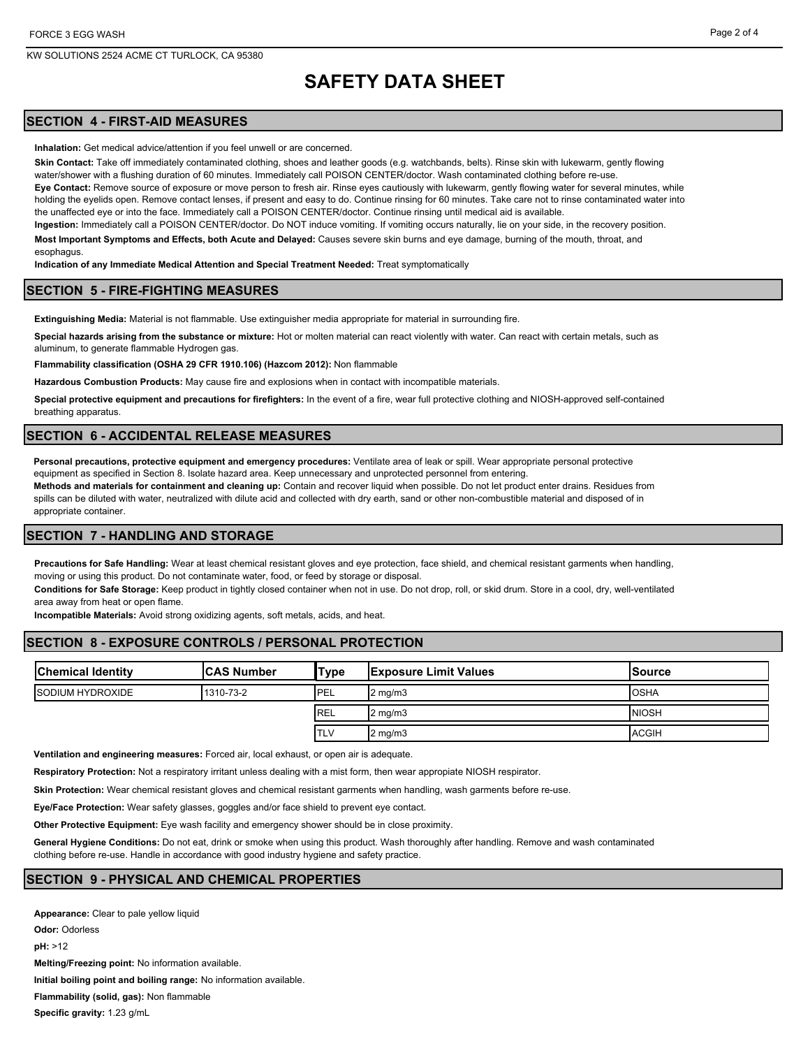# SAFETY DATA SHEET

## SECTION 4 - FIRST-AID MEASURES

**Inhalation:** Get medical advice/attention if you feel unwell or are concerned.

**Skin Contact:** Take off immediately contaminated clothing, shoes and leather goods (e.g. watchbands, belts). Rinse skin with lukewarm, gently flowing water/shower with a flushing duration of 60 minutes. Immediately call POISON CENTER/doctor. Wash contaminated clothing before re-use.

**Eye Contact:** Remove source of exposure or move person to fresh air. Rinse eyes cautiously with lukewarm, gently flowing water for several minutes, while holding the eyelids open. Remove contact lenses, if present and easy to do. Continue rinsing for 60 minutes. Take care not to rinse contaminated water into the unaffected eye or into the face. Immediately call a POISON CENTER/doctor. Continue rinsing until medical aid is available.

**Ingestion:** Immediately call a POISON CENTER/doctor. Do NOT induce vomiting. If vomiting occurs naturally, lie on your side, in the recovery position.

**Most Important Symptoms and Effects, both Acute and Delayed:** Causes severe skin burns and eye damage, burning of the mouth, throat, and esophagus.

**Indication of any Immediate Medical Attention and Special Treatment Needed:** Treat symptomatically

## SECTION 5 - FIRE-FIGHTING MEASURES

**Extinguishing Media:** Material is not flammable. Use extinguisher media appropriate for material in surrounding fire.

**Special hazards arising from the substance or mixture:** Hot or molten material can react violently with water. Can react with certain metals, such as aluminum, to generate flammable Hydrogen gas.

**Flammability classification (OSHA 29 CFR 1910.106) (Hazcom 2012):** Non flammable

**Hazardous Combustion Products:** May cause fire and explosions when in contact with incompatible materials.

**Special protective equipment and precautions for firefighters:** In the event of a fire, wear full protective clothing and NIOSH-approved self-contained breathing apparatus.

## SECTION 6 - ACCIDENTAL RELEASE MEASURES

**Personal precautions, protective equipment and emergency procedures:** Ventilate area of leak or spill. Wear appropriate personal protective equipment as specified in Section 8. Isolate hazard area. Keep unnecessary and unprotected personnel from entering.

**Methods and materials for containment and cleaning up:** Contain and recover liquid when possible. Do not let product enter drains. Residues from spills can be diluted with water, neutralized with dilute acid and collected with dry earth, sand or other non-combustible material and disposed of in appropriate container.

## SECTION 7 - HANDLING AND STORAGE

**Precautions for Safe Handling:** Wear at least chemical resistant gloves and eye protection, face shield, and chemical resistant garments when handling, moving or using this product. Do not contaminate water, food, or feed by storage or disposal.

**Conditions for Safe Storage:** Keep product in tightly closed container when not in use. Do not drop, roll, or skid drum. Store in a cool, dry, well-ventilated area away from heat or open flame.

**Incompatible Materials:** Avoid strong oxidizing agents, soft metals, acids, and heat.

## SECTION 8 - EXPOSURE CONTROLS / PERSONAL PROTECTION

| Chemical Identity | CAS Number | Type | Exposure Limit Values | Source |
|---|---|---|---|---|
| SODIUM HYDROXIDE | 1310-73-2 | PEL | 2 mg/m3 | OSHA |
| | | REL | 2 mg/m3 | NIOSH |
| | | TLV | 2 mg/m3 | ACGIH |

**Ventilation and engineering measures:** Forced air, local exhaust, or open air is adequate.

**Respiratory Protection:** Not a respiratory irritant unless dealing with a mist form, then wear appropiate NIOSH respirator.

**Skin Protection:** Wear chemical resistant gloves and chemical resistant garments when handling, wash garments before re-use.

**Eye/Face Protection:** Wear safety glasses, goggles and/or face shield to prevent eye contact.

**Other Protective Equipment:** Eye wash facility and emergency shower should be in close proximity.

**General Hygiene Conditions:** Do not eat, drink or smoke when using this product. Wash thoroughly after handling. Remove and wash contaminated clothing before re-use. Handle in accordance with good industry hygiene and safety practice.

## SECTION 9 - PHYSICAL AND CHEMICAL PROPERTIES

**Appearance:** Clear to pale yellow liquid

**Odor:** Odorless

**pH:** >12

**Melting/Freezing point:** No information available.

**Initial boiling point and boiling range:** No information available.

**Flammability (solid, gas):** Non flammable

**Specific gravity:** 1.23 g/mL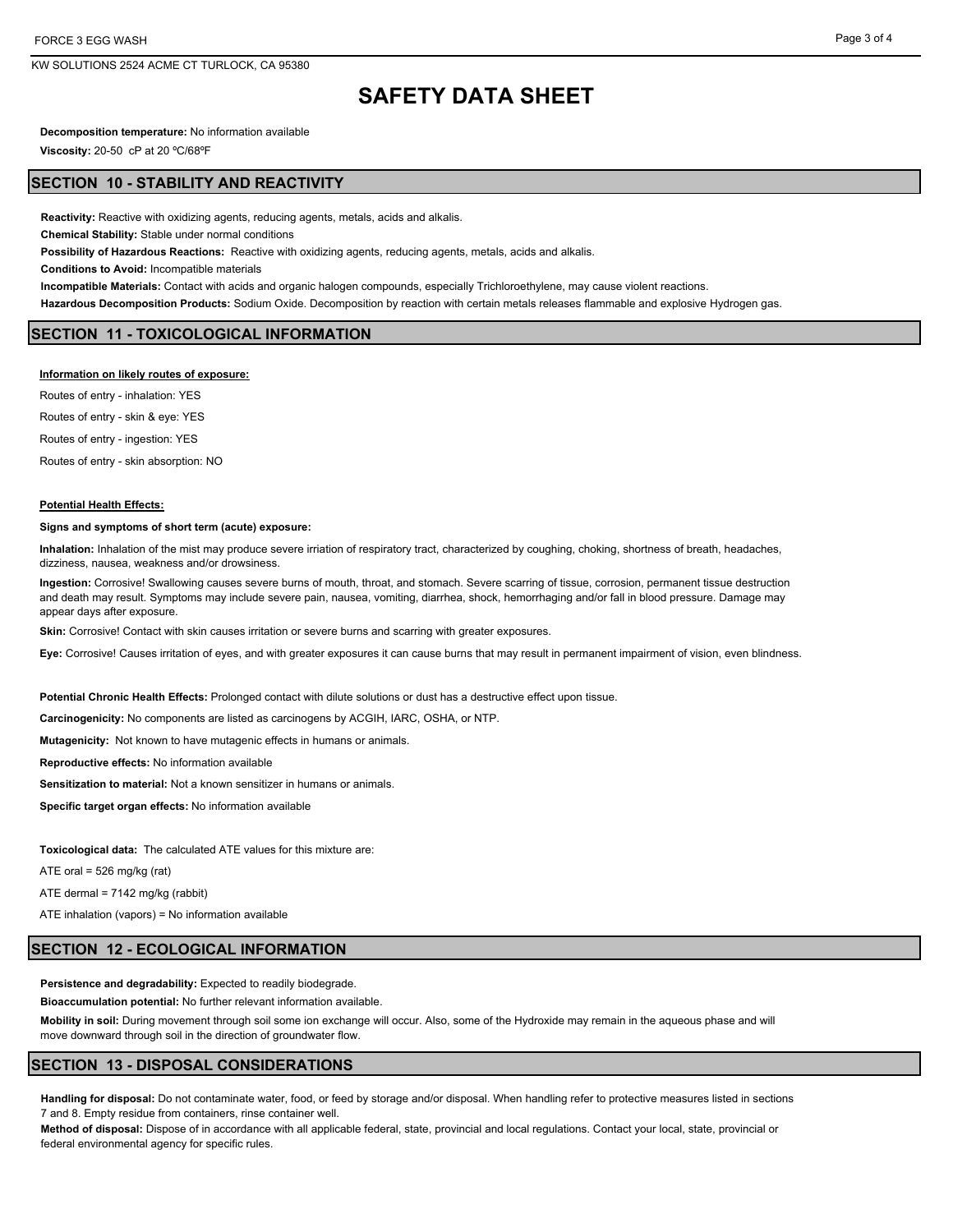# SAFETY DATA SHEET

**Decomposition temperature:** No information available

**Viscosity:** 20-50 cP at 20 ºC/68ºF

## SECTION 10 - STABILITY AND REACTIVITY

**Reactivity:** Reactive with oxidizing agents, reducing agents, metals, acids and alkalis.

**Chemical Stability:** Stable under normal conditions

**Possibility of Hazardous Reactions:** Reactive with oxidizing agents, reducing agents, metals, acids and alkalis.

**Conditions to Avoid:** Incompatible materials

**Incompatible Materials:** Contact with acids and organic halogen compounds, especially Trichloroethylene, may cause violent reactions.

**Hazardous Decomposition Products:** Sodium Oxide. Decomposition by reaction with certain metals releases flammable and explosive Hydrogen gas.

## SECTION 11 - TOXICOLOGICAL INFORMATION

**Information on likely routes of exposure:**

Routes of entry - inhalation: YES

Routes of entry - skin & eye: YES

Routes of entry - ingestion: YES

Routes of entry - skin absorption: NO

**Potential Health Effects:**

**Signs and symptoms of short term (acute) exposure:**

**Inhalation:** Inhalation of the mist may produce severe irriation of respiratory tract, characterized by coughing, choking, shortness of breath, headaches, dizziness, nausea, weakness and/or drowsiness.

**Ingestion:** Corrosive! Swallowing causes severe burns of mouth, throat, and stomach. Severe scarring of tissue, corrosion, permanent tissue destruction and death may result. Symptoms may include severe pain, nausea, vomiting, diarrhea, shock, hemorrhaging and/or fall in blood pressure. Damage may appear days after exposure.

**Skin:** Corrosive! Contact with skin causes irritation or severe burns and scarring with greater exposures.

**Eye:** Corrosive! Causes irritation of eyes, and with greater exposures it can cause burns that may result in permanent impairment of vision, even blindness.

**Potential Chronic Health Effects:** Prolonged contact with dilute solutions or dust has a destructive effect upon tissue.

**Carcinogenicity:** No components are listed as carcinogens by ACGIH, IARC, OSHA, or NTP.

**Mutagenicity:** Not known to have mutagenic effects in humans or animals.

**Reproductive effects:** No information available

**Sensitization to material:** Not a known sensitizer in humans or animals.

**Specific target organ effects:** No information available

**Toxicological data:** The calculated ATE values for this mixture are:

ATE oral = 526 mg/kg (rat)

ATE dermal = 7142 mg/kg (rabbit)

ATE inhalation (vapors) = No information available

## SECTION 12 - ECOLOGICAL INFORMATION

**Persistence and degradability:** Expected to readily biodegrade.

**Bioaccumulation potential:** No further relevant information available.

**Mobility in soil:** During movement through soil some ion exchange will occur. Also, some of the Hydroxide may remain in the aqueous phase and will move downward through soil in the direction of groundwater flow.

## SECTION 13 - DISPOSAL CONSIDERATIONS

**Handling for disposal:** Do not contaminate water, food, or feed by storage and/or disposal. When handling refer to protective measures listed in sections 7 and 8. Empty residue from containers, rinse container well.

**Method of disposal:** Dispose of in accordance with all applicable federal, state, provincial and local regulations. Contact your local, state, provincial or federal environmental agency for specific rules.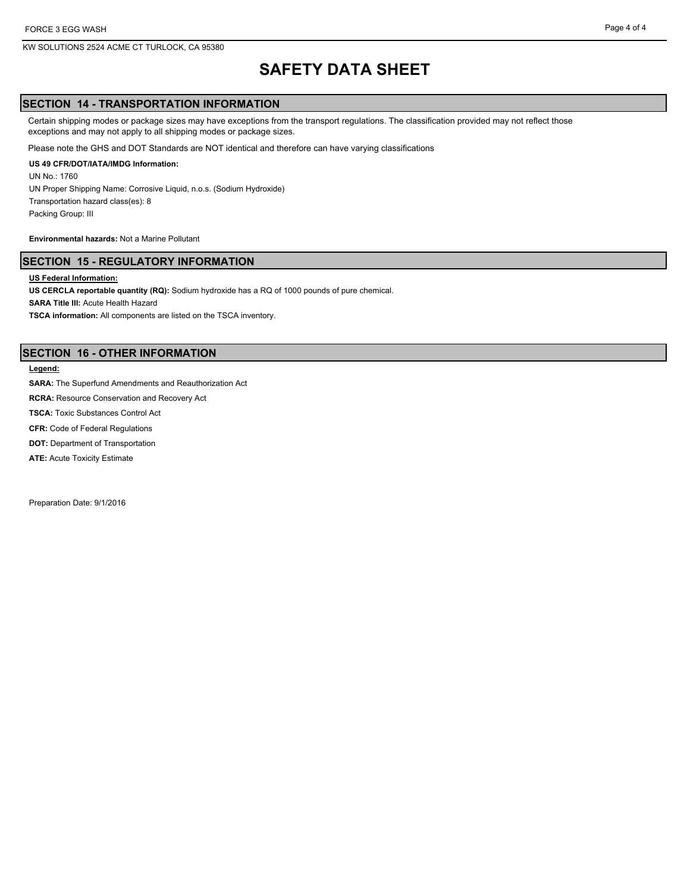# SAFETY DATA SHEET

## SECTION 14 - TRANSPORTATION INFORMATION

Certain shipping modes or package sizes may have exceptions from the transport regulations. The classification provided may not reflect those exceptions and may not apply to all shipping modes or package sizes.

Please note the GHS and DOT Standards are NOT identical and therefore can have varying classifications

**US 49 CFR/DOT/IATA/IMDG Information:**

UN No.: 1760

UN Proper Shipping Name: Corrosive Liquid, n.o.s. (Sodium Hydroxide)

Transportation hazard class(es): 8

Packing Group: III

**Environmental hazards:** Not a Marine Pollutant

## SECTION 15 - REGULATORY INFORMATION

**US Federal Information:**

**US CERCLA reportable quantity (RQ):** Sodium hydroxide has a RQ of 1000 pounds of pure chemical.

**SARA Title III:** Acute Health Hazard

**TSCA information:** All components are listed on the TSCA inventory.

## SECTION 16 - OTHER INFORMATION

**Legend:**

**SARA:** The Superfund Amendments and Reauthorization Act

**RCRA:** Resource Conservation and Recovery Act

**TSCA:** Toxic Substances Control Act

**CFR:** Code of Federal Regulations

**DOT:** Department of Transportation

**ATE:** Acute Toxicity Estimate

Preparation Date: 9/1/2016